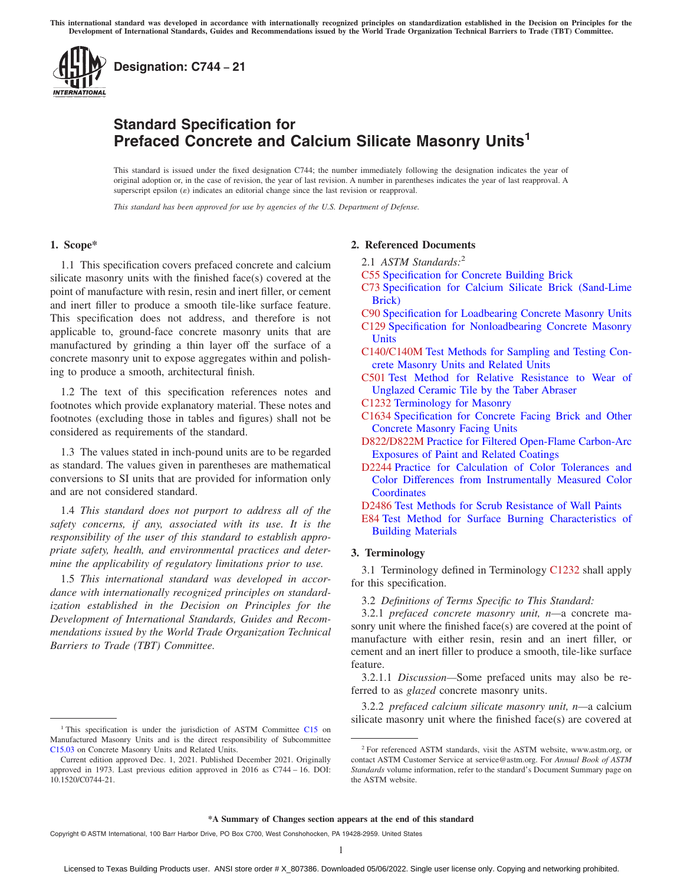This international standard was developed in accordance with internationally recognized principles on standardization established in the Decision on Principles for the Development of International Standards, Guides and Recommendations issued by the World Trade Organization Technical Barriers to Trade (TBT) Committee.

**Designation: C744 − 21**

# Standard Specification for Prefaced Concrete and Calcium Silicate Masonry Units[1]

This standard is issued under the fixed designation C744; the number immediately following the designation indicates the year of original adoption or, in the case of revision, the year of last revision. A number in parentheses indicates the year of last reapproval. A superscript epsilon (ε) indicates an editorial change since the last revision or reapproval.

*This standard has been approved for use by agencies of the U.S. Department of Defense.*

## 1. Scope*

1.1 This specification covers prefaced concrete and calcium silicate masonry units with the finished face(s) covered at the point of manufacture with resin, resin and inert filler, or cement and inert filler to produce a smooth tile-like surface feature. This specification does not address, and therefore is not applicable to, ground-face concrete masonry units that are manufactured by grinding a thin layer off the surface of a concrete masonry unit to expose aggregates within and polishing to produce a smooth, architectural finish.

1.2 The text of this specification references notes and footnotes which provide explanatory material. These notes and footnotes (excluding those in tables and figures) shall not be considered as requirements of the standard.

1.3 The values stated in inch-pound units are to be regarded as standard. The values given in parentheses are mathematical conversions to SI units that are provided for information only and are not considered standard.

1.4 *This standard does not purport to address all of the safety concerns, if any, associated with its use. It is the responsibility of the user of this standard to establish appropriate safety, health, and environmental practices and determine the applicability of regulatory limitations prior to use.*

1.5 *This international standard was developed in accordance with internationally recognized principles on standardization established in the Decision on Principles for the Development of International Standards, Guides and Recommendations issued by the World Trade Organization Technical Barriers to Trade (TBT) Committee.*

## 2. Referenced Documents

2.1 *ASTM Standards:*[2]

C55 Specification for Concrete Building Brick
C73 Specification for Calcium Silicate Brick (Sand-Lime Brick)
C90 Specification for Loadbearing Concrete Masonry Units
C129 Specification for Nonloadbearing Concrete Masonry Units
C140/C140M Test Methods for Sampling and Testing Concrete Masonry Units and Related Units
C501 Test Method for Relative Resistance to Wear of Unglazed Ceramic Tile by the Taber Abraser
C1232 Terminology for Masonry
C1634 Specification for Concrete Facing Brick and Other Concrete Masonry Facing Units
D822/D822M Practice for Filtered Open-Flame Carbon-Arc Exposures of Paint and Related Coatings
D2244 Practice for Calculation of Color Tolerances and Color Differences from Instrumentally Measured Color Coordinates
D2486 Test Methods for Scrub Resistance of Wall Paints
E84 Test Method for Surface Burning Characteristics of Building Materials

## 3. Terminology

3.1 Terminology defined in Terminology C1232 shall apply for this specification.

3.2 *Definitions of Terms Specific to This Standard:*

3.2.1 *prefaced concrete masonry unit, n*—a concrete masonry unit where the finished face(s) are covered at the point of manufacture with either resin, resin and an inert filler, or cement and an inert filler to produce a smooth, tile-like surface feature.

3.2.1.1 *Discussion*—Some prefaced units may also be referred to as *glazed* concrete masonry units.

3.2.2 *prefaced calcium silicate masonry unit, n*—a calcium silicate masonry unit where the finished face(s) are covered at

[1] This specification is under the jurisdiction of ASTM Committee C15 on Manufactured Masonry Units and is the direct responsibility of Subcommittee C15.03 on Concrete Masonry Units and Related Units.

Current edition approved Dec. 1, 2021. Published December 2021. Originally approved in 1973. Last previous edition approved in 2016 as C744 – 16. DOI: 10.1520/C0744-21.

[2] For referenced ASTM standards, visit the ASTM website, www.astm.org, or contact ASTM Customer Service at service@astm.org. For *Annual Book of ASTM Standards* volume information, refer to the standard's Document Summary page on the ASTM website.

*A Summary of Changes section appears at the end of this standard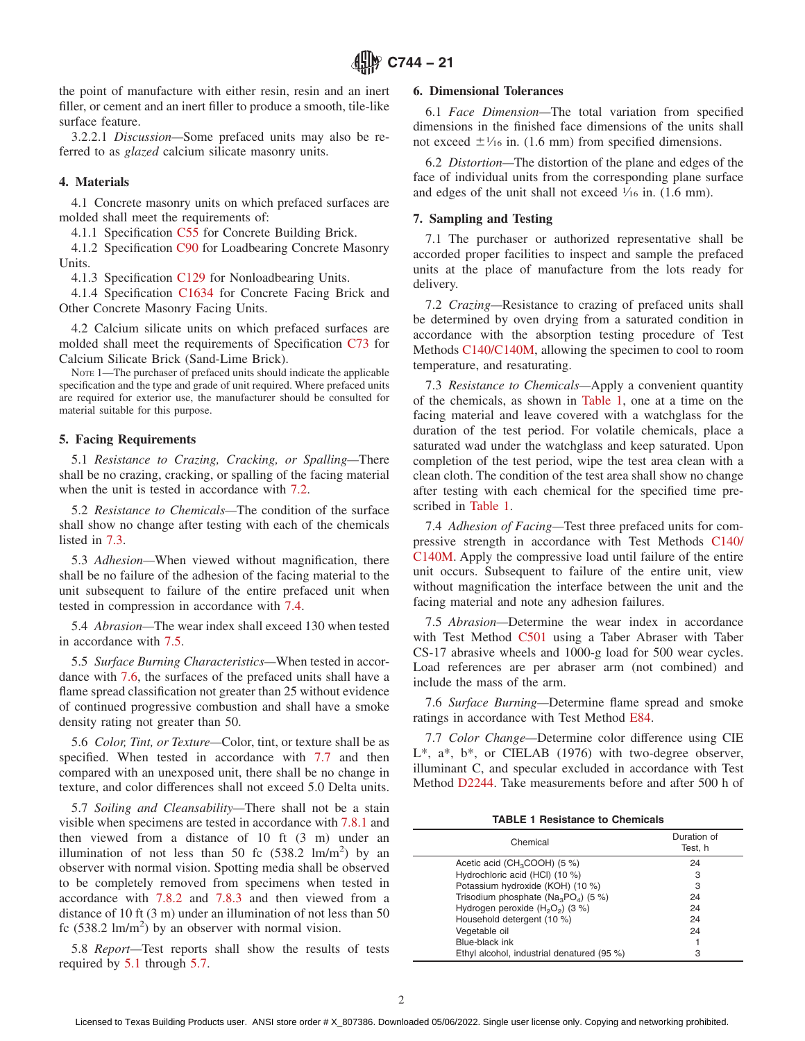the point of manufacture with either resin, resin and an inert filler, or cement and an inert filler to produce a smooth, tile-like surface feature.

3.2.2.1 *Discussion*—Some prefaced units may also be referred to as *glazed* calcium silicate masonry units.

## 4. Materials

4.1 Concrete masonry units on which prefaced surfaces are molded shall meet the requirements of:

4.1.1 Specification C55 for Concrete Building Brick.

4.1.2 Specification C90 for Loadbearing Concrete Masonry Units.

4.1.3 Specification C129 for Nonloadbearing Units.

4.1.4 Specification C1634 for Concrete Facing Brick and Other Concrete Masonry Facing Units.

4.2 Calcium silicate units on which prefaced surfaces are molded shall meet the requirements of Specification C73 for Calcium Silicate Brick (Sand-Lime Brick).

NOTE 1—The purchaser of prefaced units should indicate the applicable specification and the type and grade of unit required. Where prefaced units are required for exterior use, the manufacturer should be consulted for material suitable for this purpose.

## 5. Facing Requirements

5.1 *Resistance to Crazing, Cracking, or Spalling*—There shall be no crazing, cracking, or spalling of the facing material when the unit is tested in accordance with 7.2.

5.2 *Resistance to Chemicals*—The condition of the surface shall show no change after testing with each of the chemicals listed in 7.3.

5.3 *Adhesion*—When viewed without magnification, there shall be no failure of the adhesion of the facing material to the unit subsequent to failure of the entire prefaced unit when tested in compression in accordance with 7.4.

5.4 *Abrasion*—The wear index shall exceed 130 when tested in accordance with 7.5.

5.5 *Surface Burning Characteristics*—When tested in accordance with 7.6, the surfaces of the prefaced units shall have a flame spread classification not greater than 25 without evidence of continued progressive combustion and shall have a smoke density rating not greater than 50.

5.6 *Color, Tint, or Texture*—Color, tint, or texture shall be as specified. When tested in accordance with 7.7 and then compared with an unexposed unit, there shall be no change in texture, and color differences shall not exceed 5.0 Delta units.

5.7 *Soiling and Cleansability*—There shall not be a stain visible when specimens are tested in accordance with 7.8.1 and then viewed from a distance of 10 ft (3 m) under an illumination of not less than 50 fc (538.2 lm/m$^2$) by an observer with normal vision. Spotting media shall be observed to be completely removed from specimens when tested in accordance with 7.8.2 and 7.8.3 and then viewed from a distance of 10 ft (3 m) under an illumination of not less than 50 fc (538.2 lm/m$^2$) by an observer with normal vision.

5.8 *Report*—Test reports shall show the results of tests required by 5.1 through 5.7.

## 6. Dimensional Tolerances

6.1 *Face Dimension*—The total variation from specified dimensions in the finished face dimensions of the units shall not exceed ±1⁄16 in. (1.6 mm) from specified dimensions.

6.2 *Distortion*—The distortion of the plane and edges of the face of individual units from the corresponding plane surface and edges of the unit shall not exceed 1⁄16 in. (1.6 mm).

## 7. Sampling and Testing

7.1 The purchaser or authorized representative shall be accorded proper facilities to inspect and sample the prefaced units at the place of manufacture from the lots ready for delivery.

7.2 *Crazing*—Resistance to crazing of prefaced units shall be determined by oven drying from a saturated condition in accordance with the absorption testing procedure of Test Methods C140/C140M, allowing the specimen to cool to room temperature, and resaturating.

7.3 *Resistance to Chemicals*—Apply a convenient quantity of the chemicals, as shown in Table 1, one at a time on the facing material and leave covered with a watchglass for the duration of the test period. For volatile chemicals, place a saturated wad under the watchglass and keep saturated. Upon completion of the test period, wipe the test area clean with a clean cloth. The condition of the test area shall show no change after testing with each chemical for the specified time prescribed in Table 1.

7.4 *Adhesion of Facing*—Test three prefaced units for compressive strength in accordance with Test Methods C140/C140M. Apply the compressive load until failure of the entire unit occurs. Subsequent to failure of the entire unit, view without magnification the interface between the unit and the facing material and note any adhesion failures.

7.5 *Abrasion*—Determine the wear index in accordance with Test Method C501 using a Taber Abraser with Taber CS-17 abrasive wheels and 1000-g load for 500 wear cycles. Load references are per abraser arm (not combined) and include the mass of the arm.

7.6 *Surface Burning*—Determine flame spread and smoke ratings in accordance with Test Method E84.

7.7 *Color Change*—Determine color difference using CIE L*, a*, b*, or CIELAB (1976) with two-degree observer, illuminant C, and specular excluded in accordance with Test Method D2244. Take measurements before and after 500 h of

**TABLE 1 Resistance to Chemicals**

| Chemical | Duration of Test, h |
|---|---|
| Acetic acid ($CH_3COOH$) (5 %) | 24 |
| Hydrochloric acid (HCl) (10 %) | 3 |
| Potassium hydroxide (KOH) (10 %) | 3 |
| Trisodium phosphate ($Na_3PO_4$) (5 %) | 24 |
| Hydrogen peroxide ($H_2O_2$) (3 %) | 24 |
| Household detergent (10 %) | 24 |
| Vegetable oil | 24 |
| Blue-black ink | 1 |
| Ethyl alcohol, industrial denatured (95 %) | 3 |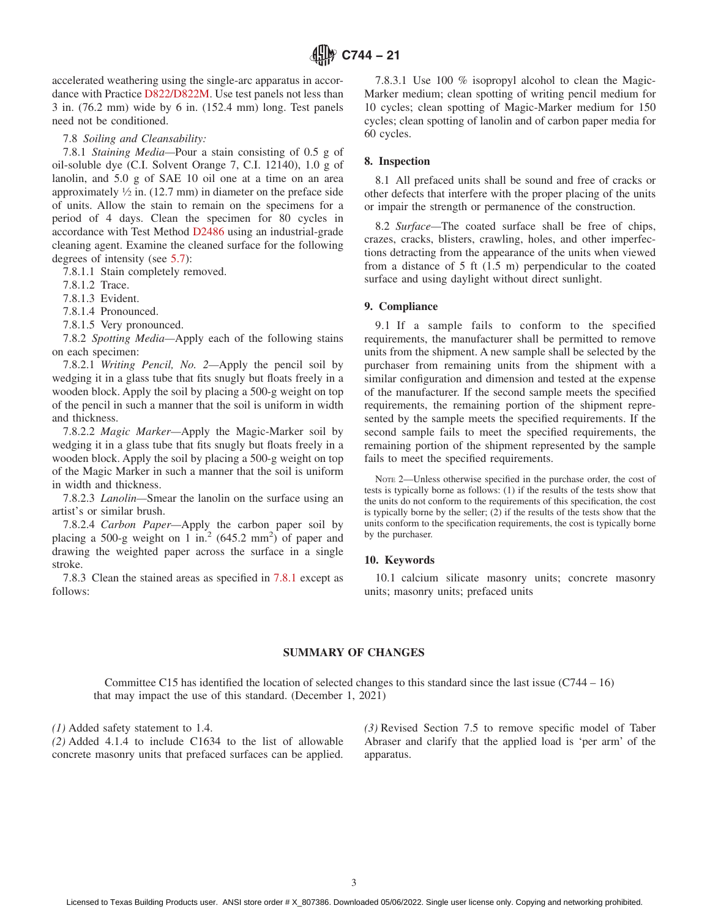accelerated weathering using the single-arc apparatus in accordance with Practice D822/D822M. Use test panels not less than 3 in. (76.2 mm) wide by 6 in. (152.4 mm) long. Test panels need not be conditioned.

7.8 *Soiling and Cleansability:*

7.8.1 *Staining Media*—Pour a stain consisting of 0.5 g of oil-soluble dye (C.I. Solvent Orange 7, C.I. 12140), 1.0 g of lanolin, and 5.0 g of SAE 10 oil one at a time on an area approximately ½ in. (12.7 mm) in diameter on the preface side of units. Allow the stain to remain on the specimens for a period of 4 days. Clean the specimen for 80 cycles in accordance with Test Method D2486 using an industrial-grade cleaning agent. Examine the cleaned surface for the following degrees of intensity (see 5.7):

7.8.1.1 Stain completely removed.

7.8.1.2 Trace.

7.8.1.3 Evident.

7.8.1.4 Pronounced.

7.8.1.5 Very pronounced.

7.8.2 *Spotting Media*—Apply each of the following stains on each specimen:

7.8.2.1 *Writing Pencil, No. 2*—Apply the pencil soil by wedging it in a glass tube that fits snugly but floats freely in a wooden block. Apply the soil by placing a 500-g weight on top of the pencil in such a manner that the soil is uniform in width and thickness.

7.8.2.2 *Magic Marker*—Apply the Magic-Marker soil by wedging it in a glass tube that fits snugly but floats freely in a wooden block. Apply the soil by placing a 500-g weight on top of the Magic Marker in such a manner that the soil is uniform in width and thickness.

7.8.2.3 *Lanolin*—Smear the lanolin on the surface using an artist's or similar brush.

7.8.2.4 *Carbon Paper*—Apply the carbon paper soil by placing a 500-g weight on 1 in.$^2$ (645.2 mm$^2$) of paper and drawing the weighted paper across the surface in a single stroke.

7.8.3 Clean the stained areas as specified in 7.8.1 except as follows:

7.8.3.1 Use 100 % isopropyl alcohol to clean the Magic-Marker medium; clean spotting of writing pencil medium for 10 cycles; clean spotting of Magic-Marker medium for 150 cycles; clean spotting of lanolin and of carbon paper media for 60 cycles.

## 8. Inspection

8.1 All prefaced units shall be sound and free of cracks or other defects that interfere with the proper placing of the units or impair the strength or permanence of the construction.

8.2 *Surface*—The coated surface shall be free of chips, crazes, cracks, blisters, crawling, holes, and other imperfections detracting from the appearance of the units when viewed from a distance of 5 ft (1.5 m) perpendicular to the coated surface and using daylight without direct sunlight.

## 9. Compliance

9.1 If a sample fails to conform to the specified requirements, the manufacturer shall be permitted to remove units from the shipment. A new sample shall be selected by the purchaser from remaining units from the shipment with a similar configuration and dimension and tested at the expense of the manufacturer. If the second sample meets the specified requirements, the remaining portion of the shipment represented by the sample meets the specified requirements. If the second sample fails to meet the specified requirements, the remaining portion of the shipment represented by the sample fails to meet the specified requirements.

NOTE 2—Unless otherwise specified in the purchase order, the cost of tests is typically borne as follows: (1) if the results of the tests show that the units do not conform to the requirements of this specification, the cost is typically borne by the seller; (2) if the results of the tests show that the units conform to the specification requirements, the cost is typically borne by the purchaser.

## 10. Keywords

10.1 calcium silicate masonry units; concrete masonry units; masonry units; prefaced units

## SUMMARY OF CHANGES

Committee C15 has identified the location of selected changes to this standard since the last issue (C744 – 16) that may impact the use of this standard. (December 1, 2021)

*(1)* Added safety statement to 1.4.

*(2)* Added 4.1.4 to include C1634 to the list of allowable concrete masonry units that prefaced surfaces can be applied.

*(3)* Revised Section 7.5 to remove specific model of Taber Abraser and clarify that the applied load is 'per arm' of the apparatus.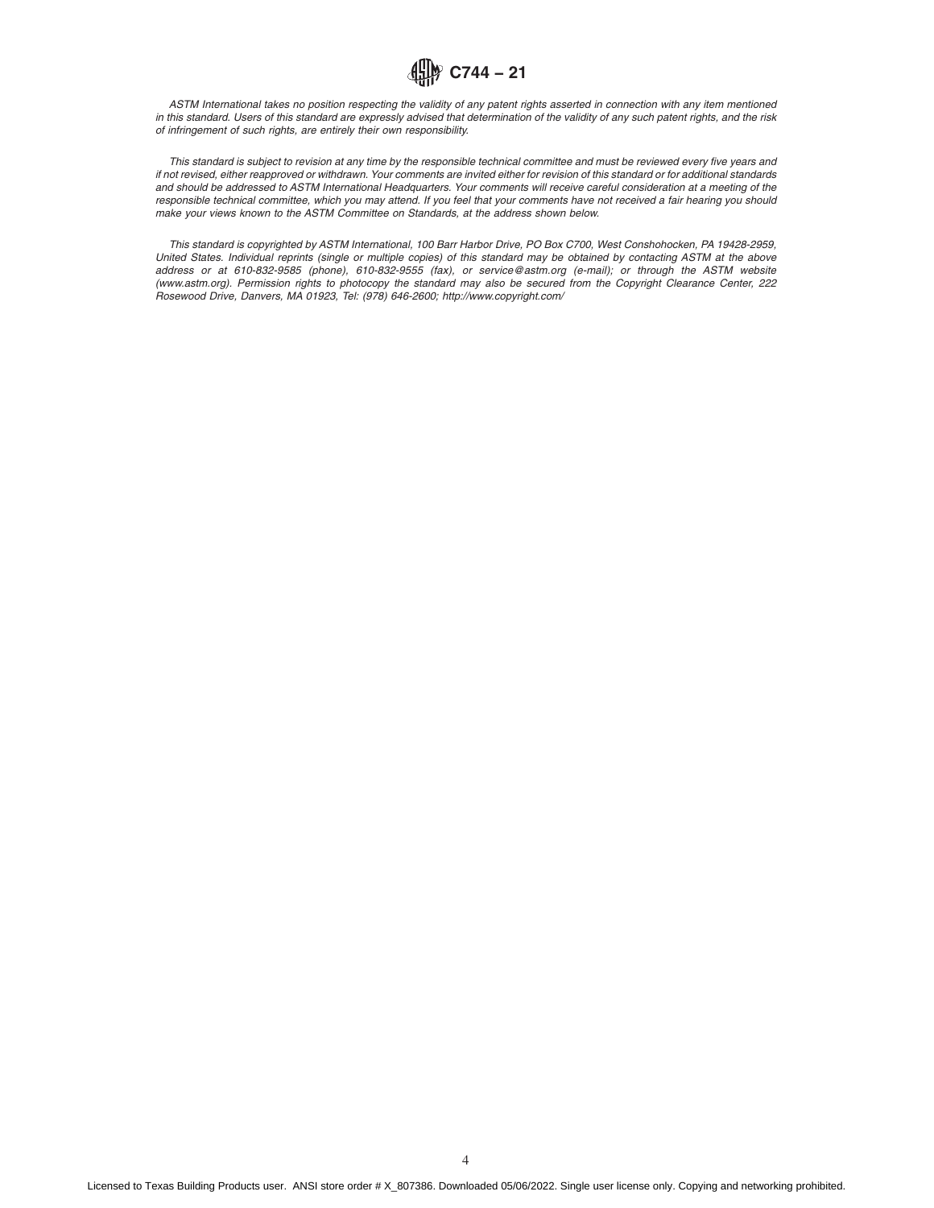*ASTM International takes no position respecting the validity of any patent rights asserted in connection with any item mentioned in this standard. Users of this standard are expressly advised that determination of the validity of any such patent rights, and the risk of infringement of such rights, are entirely their own responsibility.*

*This standard is subject to revision at any time by the responsible technical committee and must be reviewed every five years and if not revised, either reapproved or withdrawn. Your comments are invited either for revision of this standard or for additional standards and should be addressed to ASTM International Headquarters. Your comments will receive careful consideration at a meeting of the responsible technical committee, which you may attend. If you feel that your comments have not received a fair hearing you should make your views known to the ASTM Committee on Standards, at the address shown below.*

*This standard is copyrighted by ASTM International, 100 Barr Harbor Drive, PO Box C700, West Conshohocken, PA 19428-2959, United States. Individual reprints (single or multiple copies) of this standard may be obtained by contacting ASTM at the above address or at 610-832-9585 (phone), 610-832-9555 (fax), or service@astm.org (e-mail); or through the ASTM website (www.astm.org). Permission rights to photocopy the standard may also be secured from the Copyright Clearance Center, 222 Rosewood Drive, Danvers, MA 01923, Tel: (978) 646-2600; http://www.copyright.com/*